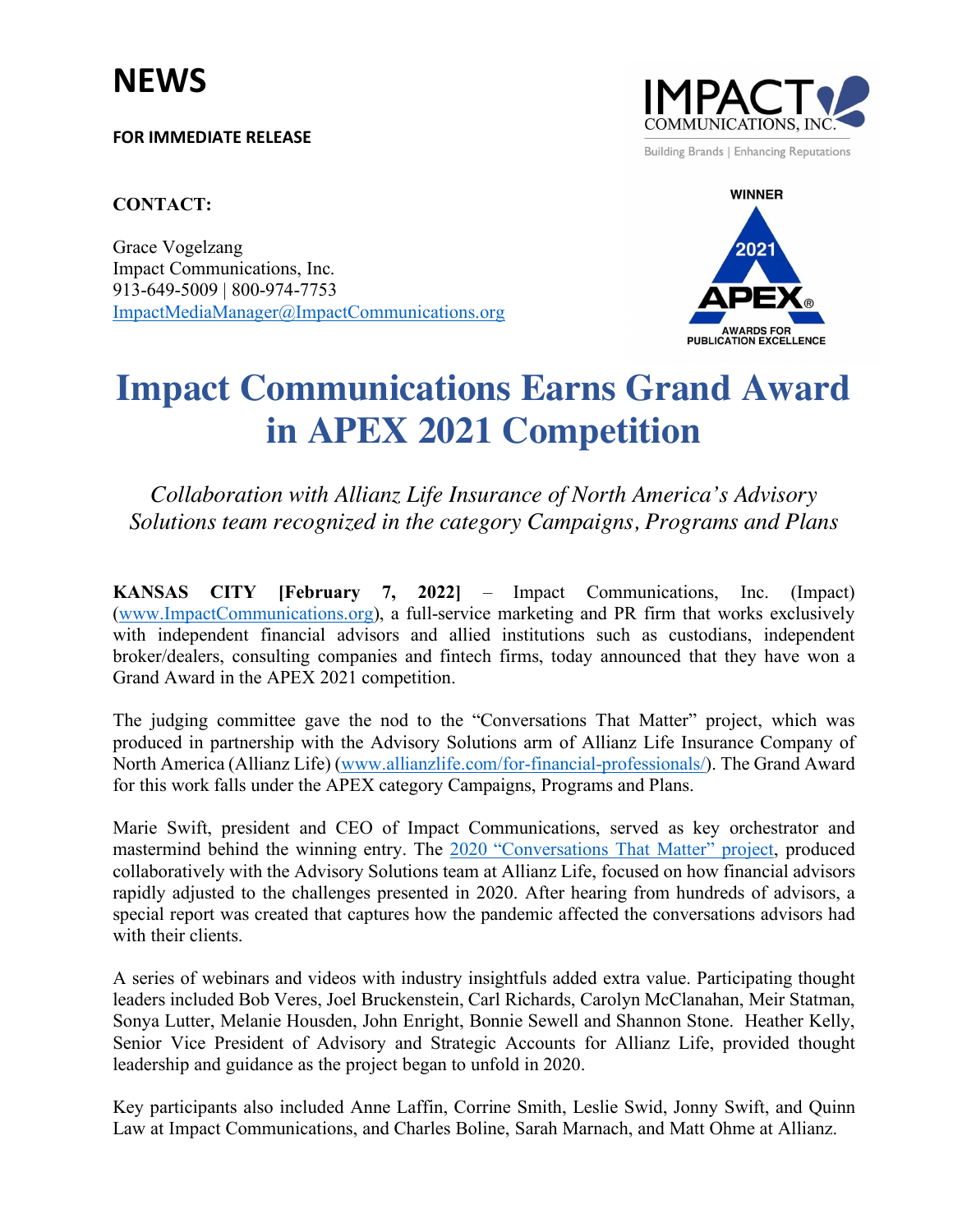# NEWS

**FOR IMMEDIATE RELEASE**

**CONTACT:**

Grace Vogelzang
Impact Communications, Inc.
913-649-5009 | 800-974-7753
ImpactMediaManager@ImpactCommunications.org

# Impact Communications Earns Grand Award in APEX 2021 Competition

*Collaboration with Allianz Life Insurance of North America's Advisory Solutions team recognized in the category Campaigns, Programs and Plans*

**KANSAS CITY [February 7, 2022]** – Impact Communications, Inc. (Impact) (www.ImpactCommunications.org), a full-service marketing and PR firm that works exclusively with independent financial advisors and allied institutions such as custodians, independent broker/dealers, consulting companies and fintech firms, today announced that they have won a Grand Award in the APEX 2021 competition.

The judging committee gave the nod to the "Conversations That Matter" project, which was produced in partnership with the Advisory Solutions arm of Allianz Life Insurance Company of North America (Allianz Life) (www.allianzlife.com/for-financial-professionals/). The Grand Award for this work falls under the APEX category Campaigns, Programs and Plans.

Marie Swift, president and CEO of Impact Communications, served as key orchestrator and mastermind behind the winning entry. The 2020 "Conversations That Matter" project, produced collaboratively with the Advisory Solutions team at Allianz Life, focused on how financial advisors rapidly adjusted to the challenges presented in 2020. After hearing from hundreds of advisors, a special report was created that captures how the pandemic affected the conversations advisors had with their clients.

A series of webinars and videos with industry insightfuls added extra value. Participating thought leaders included Bob Veres, Joel Bruckenstein, Carl Richards, Carolyn McClanahan, Meir Statman, Sonya Lutter, Melanie Housden, John Enright, Bonnie Sewell and Shannon Stone. Heather Kelly, Senior Vice President of Advisory and Strategic Accounts for Allianz Life, provided thought leadership and guidance as the project began to unfold in 2020.

Key participants also included Anne Laffin, Corrine Smith, Leslie Swid, Jonny Swift, and Quinn Law at Impact Communications, and Charles Boline, Sarah Marnach, and Matt Ohme at Allianz.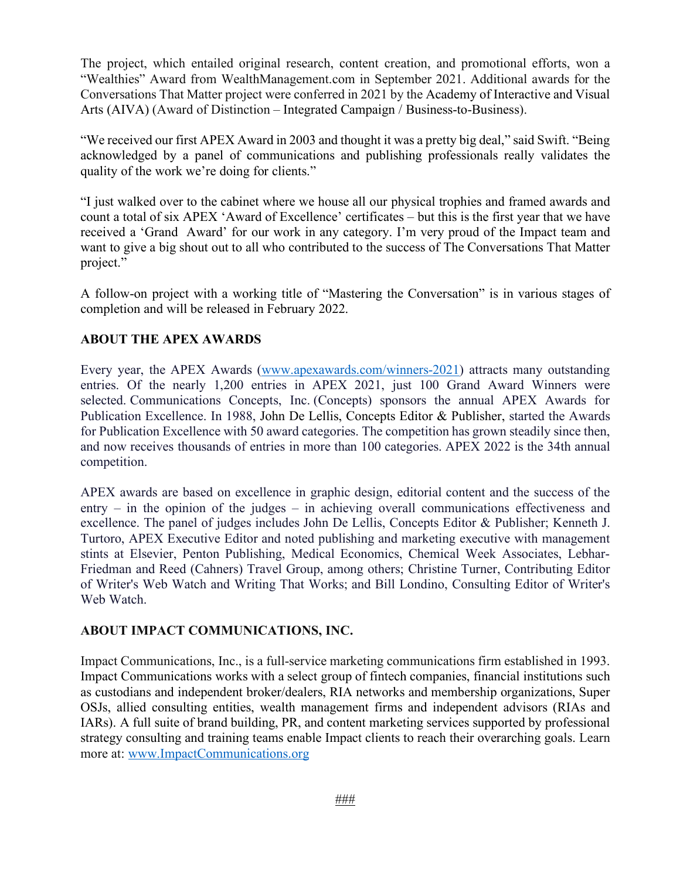The project, which entailed original research, content creation, and promotional efforts, won a "Wealthies" Award from WealthManagement.com in September 2021. Additional awards for the Conversations That Matter project were conferred in 2021 by the Academy of Interactive and Visual Arts (AIVA) (Award of Distinction – Integrated Campaign / Business-to-Business).

"We received our first APEX Award in 2003 and thought it was a pretty big deal," said Swift. "Being acknowledged by a panel of communications and publishing professionals really validates the quality of the work we're doing for clients."

"I just walked over to the cabinet where we house all our physical trophies and framed awards and count a total of six APEX 'Award of Excellence' certificates – but this is the first year that we have received a 'Grand Award' for our work in any category. I'm very proud of the Impact team and want to give a big shout out to all who contributed to the success of The Conversations That Matter project."

A follow-on project with a working title of "Mastering the Conversation" is in various stages of completion and will be released in February 2022.

## ABOUT THE APEX AWARDS

Every year, the APEX Awards (www.apexawards.com/winners-2021) attracts many outstanding entries. Of the nearly 1,200 entries in APEX 2021, just 100 Grand Award Winners were selected. Communications Concepts, Inc. (Concepts) sponsors the annual APEX Awards for Publication Excellence. In 1988, John De Lellis, Concepts Editor & Publisher, started the Awards for Publication Excellence with 50 award categories. The competition has grown steadily since then, and now receives thousands of entries in more than 100 categories. APEX 2022 is the 34th annual competition.

APEX awards are based on excellence in graphic design, editorial content and the success of the entry – in the opinion of the judges – in achieving overall communications effectiveness and excellence. The panel of judges includes John De Lellis, Concepts Editor & Publisher; Kenneth J. Turtoro, APEX Executive Editor and noted publishing and marketing executive with management stints at Elsevier, Penton Publishing, Medical Economics, Chemical Week Associates, Lebhar-Friedman and Reed (Cahners) Travel Group, among others; Christine Turner, Contributing Editor of Writer's Web Watch and Writing That Works; and Bill Londino, Consulting Editor of Writer's Web Watch.

## ABOUT IMPACT COMMUNICATIONS, INC.

Impact Communications, Inc., is a full-service marketing communications firm established in 1993. Impact Communications works with a select group of fintech companies, financial institutions such as custodians and independent broker/dealers, RIA networks and membership organizations, Super OSJs, allied consulting entities, wealth management firms and independent advisors (RIAs and IARs). A full suite of brand building, PR, and content marketing services supported by professional strategy consulting and training teams enable Impact clients to reach their overarching goals. Learn more at: www.ImpactCommunications.org

###